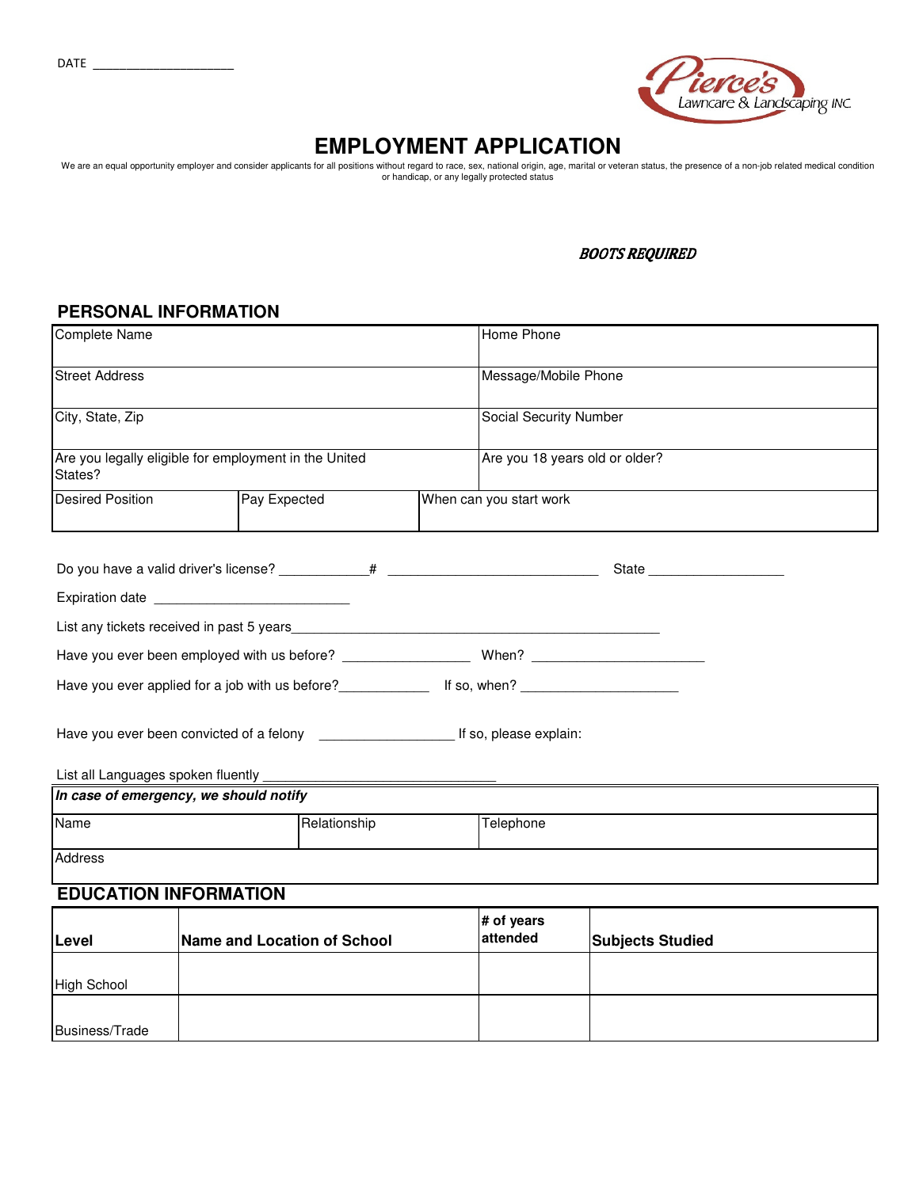DATE ____________________

Pierce's Lawncare & Landscaping INC.

# EMPLOYMENT APPLICATION

We are an equal opportunity employer and consider applicants for all positions without regard to race, sex, national origin, age, marital or veteran status, the presence of a non-job related medical condition or handicap, or any legally protected status

***BOOTS REQUIRED***

## PERSONAL INFORMATION

| Complete Name | | | Home Phone |
|---|---|---|---|
| Street Address | | | Message/Mobile Phone |
| City, State, Zip | | | Social Security Number |
| Are you legally eligible for employment in the United States? | | | Are you 18 years old or older? |
| Desired Position | Pay Expected | When can you start work | |

Do you have a valid driver's license? ___________# ___________________________ State __________________

Expiration date __________________________

List any tickets received in past 5 years_______________________________________________

Have you ever been employed with us before? ________________ When? ______________________

Have you ever applied for a job with us before?____________ If so, when? ____________________

Have you ever been convicted of a felony _________________ If so, please explain:

List all Languages spoken fluently ______________________________

| ***In case of emergency, we should notify*** | | |
|---|---|---|
| Name | Relationship | Telephone |
| Address | | |

## EDUCATION INFORMATION

| **Level** | **Name and Location of School** | **# of years attended** | **Subjects Studied** |
|---|---|---|---|
| High School | | | |
| Business/Trade | | | |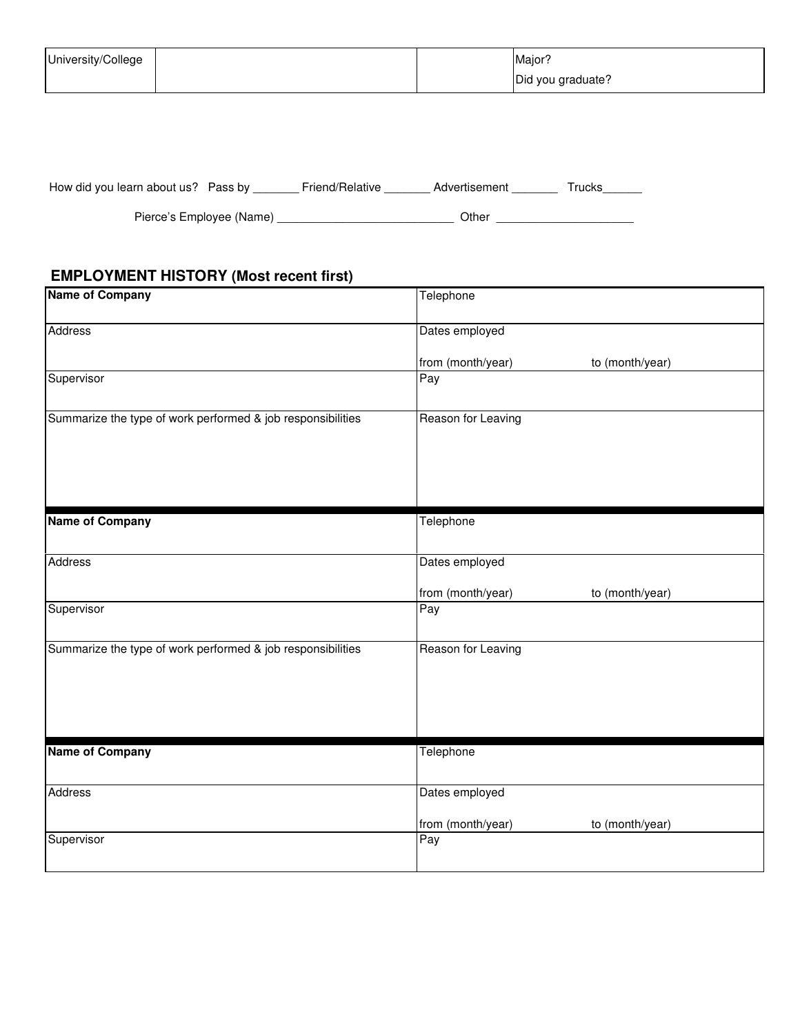| University/College | | | Major?<br>Did you graduate? |
|---|---|---|---|

How did you learn about us? Pass by _______ Friend/Relative _______ Advertisement _______ Trucks______

Pierce's Employee (Name) ___________________________ Other _____________________

## EMPLOYMENT HISTORY (Most recent first)

| **Name of Company** | Telephone |
|---|---|
| Address | Dates employed<br><br>from (month/year) to (month/year) |
| Supervisor | Pay |
| Summarize the type of work performed & job responsibilities | Reason for Leaving |

| **Name of Company** | Telephone |
|---|---|
| Address | Dates employed<br><br>from (month/year) to (month/year) |
| Supervisor | Pay |
| Summarize the type of work performed & job responsibilities | Reason for Leaving |

| **Name of Company** | Telephone |
|---|---|
| Address | Dates employed<br><br>from (month/year) to (month/year) |
| Supervisor | Pay |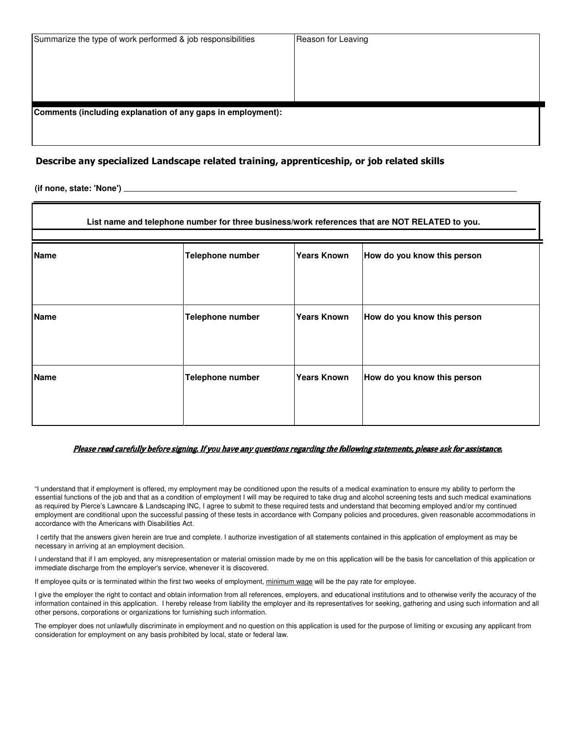| Summarize the type of work performed & job responsibilities | Reason for Leaving |
| --- | --- |
| | |

**Comments (including explanation of any gaps in employment):**

## Describe any specialized Landscape related training, apprenticeship, or job related skills

**(if none, state: 'None')** ______________________________________________

**List name and telephone number for three business/work references that are NOT RELATED to you.**

| Name | Telephone number | Years Known | How do you know this person |
| --- | --- | --- | --- |
| | | | |
| **Name** | **Telephone number** | **Years Known** | **How do you know this person** |
| | | | |
| **Name** | **Telephone number** | **Years Known** | **How do you know this person** |
| | | | |

***Please read carefully before signing. If you have any questions regarding the following statements, please ask for assistance.***

"I understand that if employment is offered, my employment may be conditioned upon the results of a medical examination to ensure my ability to perform the essential functions of the job and that as a condition of employment I will may be required to take drug and alcohol screening tests and such medical examinations as required by Pierce's Lawncare & Landscaping INC, I agree to submit to these required tests and understand that becoming employed and/or my continued employment are conditional upon the successful passing of these tests in accordance with Company policies and procedures, given reasonable accommodations in accordance with the Americans with Disabilities Act.

I certify that the answers given herein are true and complete. I authorize investigation of all statements contained in this application of employment as may be necessary in arriving at an employment decision.

I understand that if I am employed, any misrepresentation or material omission made by me on this application will be the basis for cancellation of this application or immediate discharge from the employer's service, whenever it is discovered.

If employee quits or is terminated within the first two weeks of employment, minimum wage will be the pay rate for employee.

I give the employer the right to contact and obtain information from all references, employers, and educational institutions and to otherwise verify the accuracy of the information contained in this application. I hereby release from liability the employer and its representatives for seeking, gathering and using such information and all other persons, corporations or organizations for furnishing such information.

The employer does not unlawfully discriminate in employment and no question on this application is used for the purpose of limiting or excusing any applicant from consideration for employment on any basis prohibited by local, state or federal law.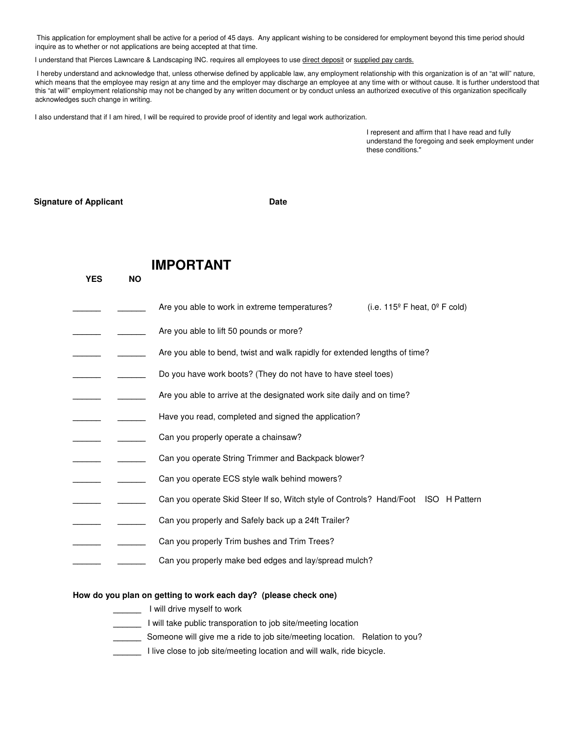This application for employment shall be active for a period of 45 days. Any applicant wishing to be considered for employment beyond this time period should inquire as to whether or not applications are being accepted at that time.

I understand that Pierces Lawncare & Landscaping INC. requires all employees to use direct deposit or supplied pay cards.

I hereby understand and acknowledge that, unless otherwise defined by applicable law, any employment relationship with this organization is of an "at will" nature, which means that the employee may resign at any time and the employer may discharge an employee at any time with or without cause. It is further understood that this "at will" employment relationship may not be changed by any written document or by conduct unless an authorized executive of this organization specifically acknowledges such change in writing.

I also understand that if I am hired, I will be required to provide proof of identity and legal work authorization.

I represent and affirm that I have read and fully understand the foregoing and seek employment under these conditions."

**Signature of Applicant** **Date**

# IMPORTANT

| YES | NO | |
|---|---|---|
| ______ | ______ | Are you able to work in extreme temperatures? (i.e. 115º F heat, 0º F cold) |
| ______ | ______ | Are you able to lift 50 pounds or more? |
| ______ | ______ | Are you able to bend, twist and walk rapidly for extended lengths of time? |
| ______ | ______ | Do you have work boots? (They do not have to have steel toes) |
| ______ | ______ | Are you able to arrive at the designated work site daily and on time? |
| ______ | ______ | Have you read, completed and signed the application? |
| ______ | ______ | Can you properly operate a chainsaw? |
| ______ | ______ | Can you operate String Trimmer and Backpack blower? |
| ______ | ______ | Can you operate ECS style walk behind mowers? |
| ______ | ______ | Can you operate Skid Steer If so, Witch style of Controls? Hand/Foot ISO H Pattern |
| ______ | ______ | Can you properly and Safely back up a 24ft Trailer? |
| ______ | ______ | Can you properly Trim bushes and Trim Trees? |
| ______ | ______ | Can you properly make bed edges and lay/spread mulch? |

**How do you plan on getting to work each day? (please check one)**

______ I will drive myself to work

______ I will take public transporation to job site/meeting location

______ Someone will give me a ride to job site/meeting location. Relation to you?

______ I live close to job site/meeting location and will walk, ride bicycle.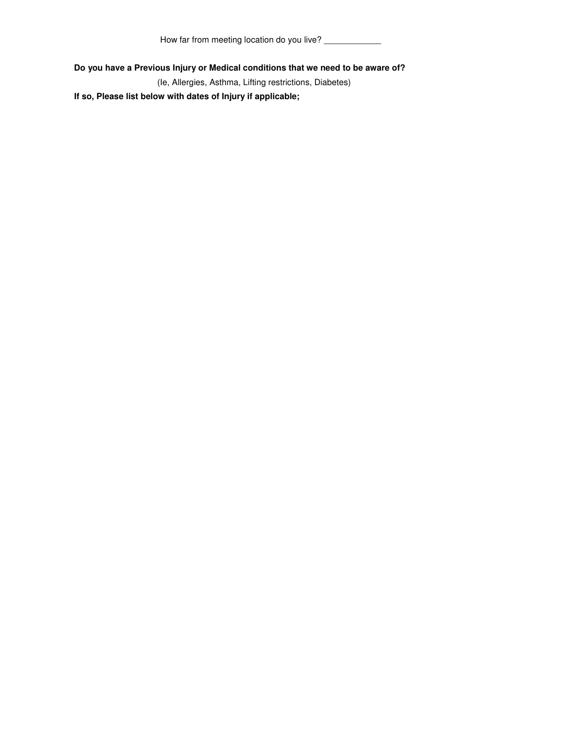How far from meeting location do you live? ____________

**Do you have a Previous Injury or Medical conditions that we need to be aware of?**

(Ie, Allergies, Asthma, Lifting restrictions, Diabetes)

**If so, Please list below with dates of Injury if applicable;**